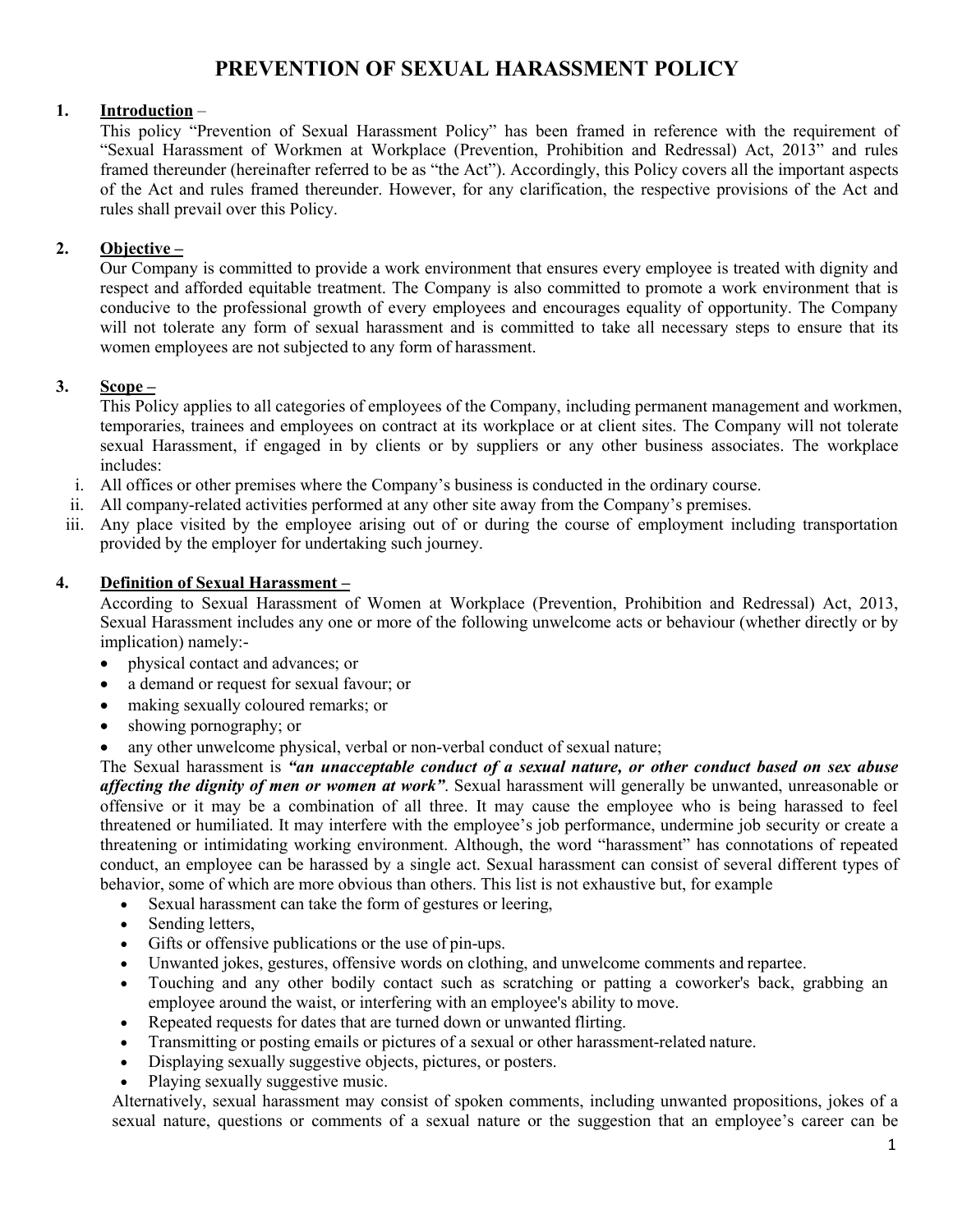# PREVENTION OF SEXUAL HARASSMENT POLICY

**1. Introduction** –

This policy "Prevention of Sexual Harassment Policy" has been framed in reference with the requirement of "Sexual Harassment of Workmen at Workplace (Prevention, Prohibition and Redressal) Act, 2013" and rules framed thereunder (hereinafter referred to be as "the Act"). Accordingly, this Policy covers all the important aspects of the Act and rules framed thereunder. However, for any clarification, the respective provisions of the Act and rules shall prevail over this Policy.

**2. Objective –**

Our Company is committed to provide a work environment that ensures every employee is treated with dignity and respect and afforded equitable treatment. The Company is also committed to promote a work environment that is conducive to the professional growth of every employees and encourages equality of opportunity. The Company will not tolerate any form of sexual harassment and is committed to take all necessary steps to ensure that its women employees are not subjected to any form of harassment.

**3. Scope –**

This Policy applies to all categories of employees of the Company, including permanent management and workmen, temporaries, trainees and employees on contract at its workplace or at client sites. The Company will not tolerate sexual Harassment, if engaged in by clients or by suppliers or any other business associates. The workplace includes:

i. All offices or other premises where the Company's business is conducted in the ordinary course.
ii. All company-related activities performed at any other site away from the Company's premises.
iii. Any place visited by the employee arising out of or during the course of employment including transportation provided by the employer for undertaking such journey.

**4. Definition of Sexual Harassment –**

According to Sexual Harassment of Women at Workplace (Prevention, Prohibition and Redressal) Act, 2013, Sexual Harassment includes any one or more of the following unwelcome acts or behaviour (whether directly or by implication) namely:-

- physical contact and advances; or
- a demand or request for sexual favour; or
- making sexually coloured remarks; or
- showing pornography; or
- any other unwelcome physical, verbal or non-verbal conduct of sexual nature;

The Sexual harassment is ***"an unacceptable conduct of a sexual nature, or other conduct based on sex abuse affecting the dignity of men or women at work"***. Sexual harassment will generally be unwanted, unreasonable or offensive or it may be a combination of all three. It may cause the employee who is being harassed to feel threatened or humiliated. It may interfere with the employee's job performance, undermine job security or create a threatening or intimidating working environment. Although, the word "harassment" has connotations of repeated conduct, an employee can be harassed by a single act. Sexual harassment can consist of several different types of behavior, some of which are more obvious than others. This list is not exhaustive but, for example

- Sexual harassment can take the form of gestures or leering,
- Sending letters,
- Gifts or offensive publications or the use of pin-ups.
- Unwanted jokes, gestures, offensive words on clothing, and unwelcome comments and repartee.
- Touching and any other bodily contact such as scratching or patting a coworker's back, grabbing an employee around the waist, or interfering with an employee's ability to move.
- Repeated requests for dates that are turned down or unwanted flirting.
- Transmitting or posting emails or pictures of a sexual or other harassment-related nature.
- Displaying sexually suggestive objects, pictures, or posters.
- Playing sexually suggestive music.

Alternatively, sexual harassment may consist of spoken comments, including unwanted propositions, jokes of a sexual nature, questions or comments of a sexual nature or the suggestion that an employee's career can be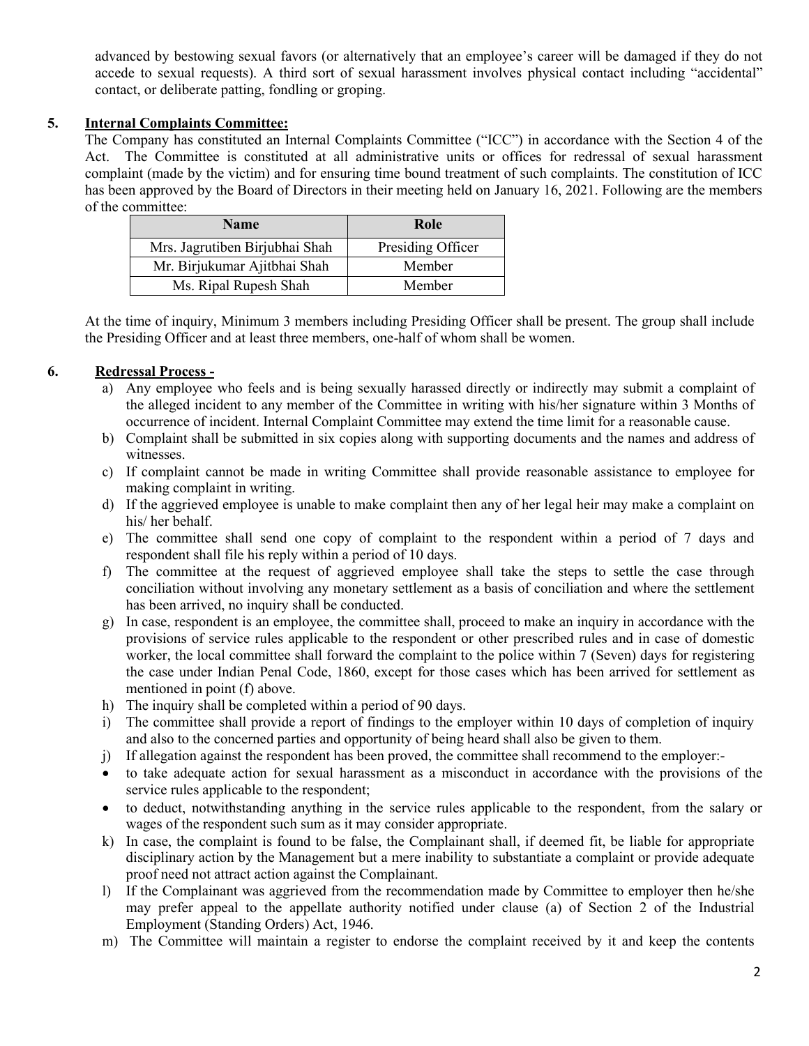advanced by bestowing sexual favors (or alternatively that an employee's career will be damaged if they do not accede to sexual requests). A third sort of sexual harassment involves physical contact including "accidental" contact, or deliberate patting, fondling or groping.

## 5. Internal Complaints Committee:

The Company has constituted an Internal Complaints Committee ("ICC") in accordance with the Section 4 of the Act. The Committee is constituted at all administrative units or offices for redressal of sexual harassment complaint (made by the victim) and for ensuring time bound treatment of such complaints. The constitution of ICC has been approved by the Board of Directors in their meeting held on January 16, 2021. Following are the members of the committee:

| Name | Role |
| --- | --- |
| Mrs. Jagrutiben Birjubhai Shah | Presiding Officer |
| Mr. Birjukumar Ajitbhai Shah | Member |
| Ms. Ripal Rupesh Shah | Member |

At the time of inquiry, Minimum 3 members including Presiding Officer shall be present. The group shall include the Presiding Officer and at least three members, one-half of whom shall be women.

## 6. Redressal Process -

a) Any employee who feels and is being sexually harassed directly or indirectly may submit a complaint of the alleged incident to any member of the Committee in writing with his/her signature within 3 Months of occurrence of incident. Internal Complaint Committee may extend the time limit for a reasonable cause.

b) Complaint shall be submitted in six copies along with supporting documents and the names and address of witnesses.

c) If complaint cannot be made in writing Committee shall provide reasonable assistance to employee for making complaint in writing.

d) If the aggrieved employee is unable to make complaint then any of her legal heir may make a complaint on his/ her behalf.

e) The committee shall send one copy of complaint to the respondent within a period of 7 days and respondent shall file his reply within a period of 10 days.

f) The committee at the request of aggrieved employee shall take the steps to settle the case through conciliation without involving any monetary settlement as a basis of conciliation and where the settlement has been arrived, no inquiry shall be conducted.

g) In case, respondent is an employee, the committee shall, proceed to make an inquiry in accordance with the provisions of service rules applicable to the respondent or other prescribed rules and in case of domestic worker, the local committee shall forward the complaint to the police within 7 (Seven) days for registering the case under Indian Penal Code, 1860, except for those cases which has been arrived for settlement as mentioned in point (f) above.

h) The inquiry shall be completed within a period of 90 days.

i) The committee shall provide a report of findings to the employer within 10 days of completion of inquiry and also to the concerned parties and opportunity of being heard shall also be given to them.

j) If allegation against the respondent has been proved, the committee shall recommend to the employer:-

- to take adequate action for sexual harassment as a misconduct in accordance with the provisions of the service rules applicable to the respondent;
- to deduct, notwithstanding anything in the service rules applicable to the respondent, from the salary or wages of the respondent such sum as it may consider appropriate.

k) In case, the complaint is found to be false, the Complainant shall, if deemed fit, be liable for appropriate disciplinary action by the Management but a mere inability to substantiate a complaint or provide adequate proof need not attract action against the Complainant.

l) If the Complainant was aggrieved from the recommendation made by Committee to employer then he/she may prefer appeal to the appellate authority notified under clause (a) of Section 2 of the Industrial Employment (Standing Orders) Act, 1946.

m) The Committee will maintain a register to endorse the complaint received by it and keep the contents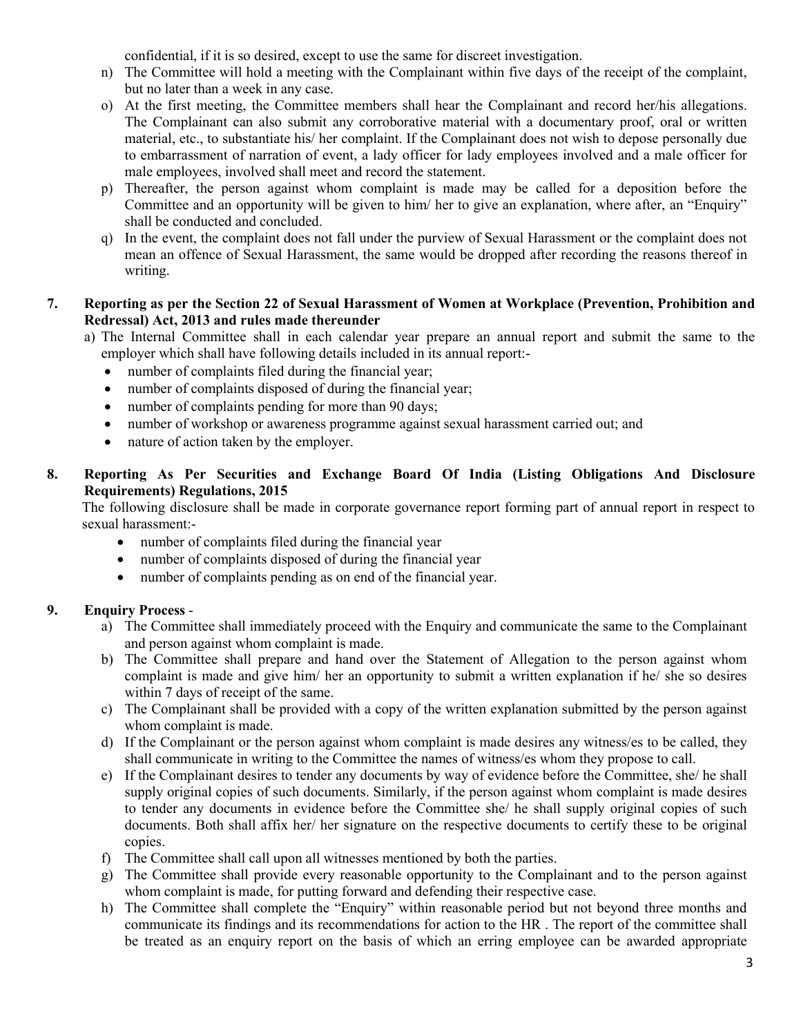confidential, if it is so desired, except to use the same for discreet investigation.

n) The Committee will hold a meeting with the Complainant within five days of the receipt of the complaint, but no later than a week in any case.

o) At the first meeting, the Committee members shall hear the Complainant and record her/his allegations. The Complainant can also submit any corroborative material with a documentary proof, oral or written material, etc., to substantiate his/ her complaint. If the Complainant does not wish to depose personally due to embarrassment of narration of event, a lady officer for lady employees involved and a male officer for male employees, involved shall meet and record the statement.

p) Thereafter, the person against whom complaint is made may be called for a deposition before the Committee and an opportunity will be given to him/ her to give an explanation, where after, an "Enquiry" shall be conducted and concluded.

q) In the event, the complaint does not fall under the purview of Sexual Harassment or the complaint does not mean an offence of Sexual Harassment, the same would be dropped after recording the reasons thereof in writing.

**7. Reporting as per the Section 22 of Sexual Harassment of Women at Workplace (Prevention, Prohibition and Redressal) Act, 2013 and rules made thereunder**

a) The Internal Committee shall in each calendar year prepare an annual report and submit the same to the employer which shall have following details included in its annual report:-

- number of complaints filed during the financial year;
- number of complaints disposed of during the financial year;
- number of complaints pending for more than 90 days;
- number of workshop or awareness programme against sexual harassment carried out; and
- nature of action taken by the employer.

**8. Reporting As Per Securities and Exchange Board Of India (Listing Obligations And Disclosure Requirements) Regulations, 2015**

The following disclosure shall be made in corporate governance report forming part of annual report in respect to sexual harassment:-

- number of complaints filed during the financial year
- number of complaints disposed of during the financial year
- number of complaints pending as on end of the financial year.

**9. Enquiry Process** -

a) The Committee shall immediately proceed with the Enquiry and communicate the same to the Complainant and person against whom complaint is made.

b) The Committee shall prepare and hand over the Statement of Allegation to the person against whom complaint is made and give him/ her an opportunity to submit a written explanation if he/ she so desires within 7 days of receipt of the same.

c) The Complainant shall be provided with a copy of the written explanation submitted by the person against whom complaint is made.

d) If the Complainant or the person against whom complaint is made desires any witness/es to be called, they shall communicate in writing to the Committee the names of witness/es whom they propose to call.

e) If the Complainant desires to tender any documents by way of evidence before the Committee, she/ he shall supply original copies of such documents. Similarly, if the person against whom complaint is made desires to tender any documents in evidence before the Committee she/ he shall supply original copies of such documents. Both shall affix her/ her signature on the respective documents to certify these to be original copies.

f) The Committee shall call upon all witnesses mentioned by both the parties.

g) The Committee shall provide every reasonable opportunity to the Complainant and to the person against whom complaint is made, for putting forward and defending their respective case.

h) The Committee shall complete the "Enquiry" within reasonable period but not beyond three months and communicate its findings and its recommendations for action to the HR . The report of the committee shall be treated as an enquiry report on the basis of which an erring employee can be awarded appropriate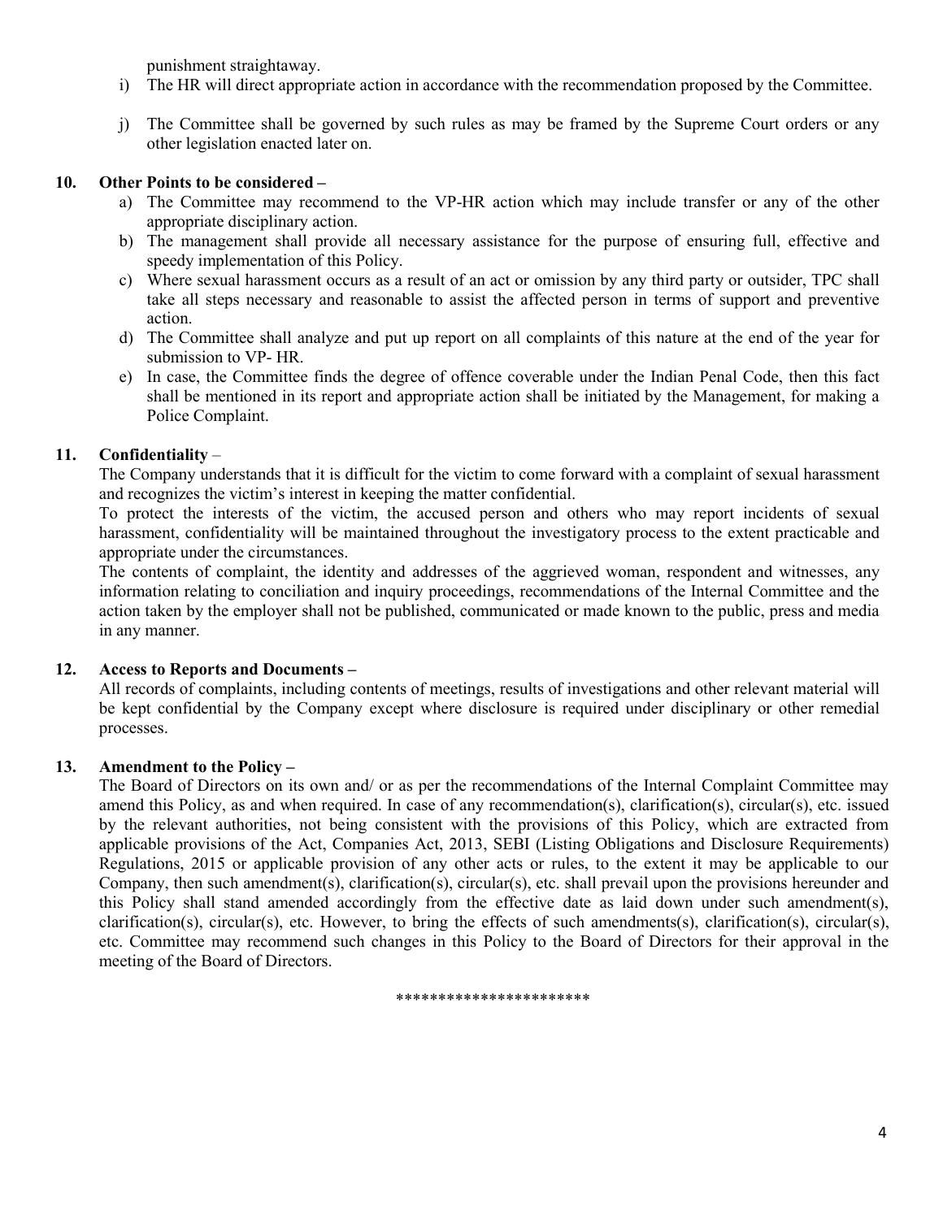punishment straightaway.

i) The HR will direct appropriate action in accordance with the recommendation proposed by the Committee.

j) The Committee shall be governed by such rules as may be framed by the Supreme Court orders or any other legislation enacted later on.

**10. Other Points to be considered –**

a) The Committee may recommend to the VP-HR action which may include transfer or any of the other appropriate disciplinary action.

b) The management shall provide all necessary assistance for the purpose of ensuring full, effective and speedy implementation of this Policy.

c) Where sexual harassment occurs as a result of an act or omission by any third party or outsider, TPC shall take all steps necessary and reasonable to assist the affected person in terms of support and preventive action.

d) The Committee shall analyze and put up report on all complaints of this nature at the end of the year for submission to VP- HR.

e) In case, the Committee finds the degree of offence coverable under the Indian Penal Code, then this fact shall be mentioned in its report and appropriate action shall be initiated by the Management, for making a Police Complaint.

**11. Confidentiality** –

The Company understands that it is difficult for the victim to come forward with a complaint of sexual harassment and recognizes the victim's interest in keeping the matter confidential.

To protect the interests of the victim, the accused person and others who may report incidents of sexual harassment, confidentiality will be maintained throughout the investigatory process to the extent practicable and appropriate under the circumstances.

The contents of complaint, the identity and addresses of the aggrieved woman, respondent and witnesses, any information relating to conciliation and inquiry proceedings, recommendations of the Internal Committee and the action taken by the employer shall not be published, communicated or made known to the public, press and media in any manner.

**12. Access to Reports and Documents –**

All records of complaints, including contents of meetings, results of investigations and other relevant material will be kept confidential by the Company except where disclosure is required under disciplinary or other remedial processes.

**13. Amendment to the Policy –**

The Board of Directors on its own and/ or as per the recommendations of the Internal Complaint Committee may amend this Policy, as and when required. In case of any recommendation(s), clarification(s), circular(s), etc. issued by the relevant authorities, not being consistent with the provisions of this Policy, which are extracted from applicable provisions of the Act, Companies Act, 2013, SEBI (Listing Obligations and Disclosure Requirements) Regulations, 2015 or applicable provision of any other acts or rules, to the extent it may be applicable to our Company, then such amendment(s), clarification(s), circular(s), etc. shall prevail upon the provisions hereunder and this Policy shall stand amended accordingly from the effective date as laid down under such amendment(s), clarification(s), circular(s), etc. However, to bring the effects of such amendments(s), clarification(s), circular(s), etc. Committee may recommend such changes in this Policy to the Board of Directors for their approval in the meeting of the Board of Directors.

**********************